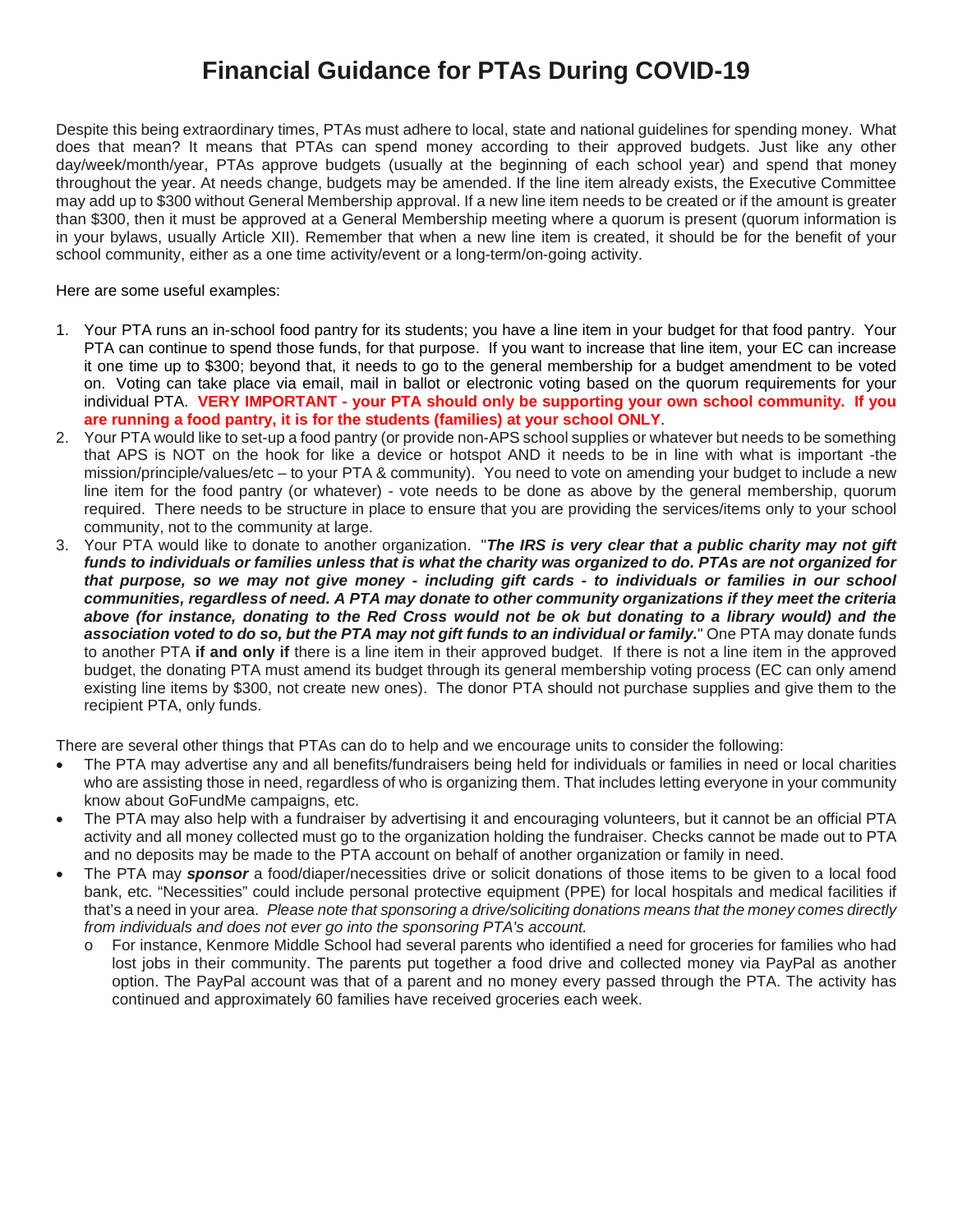# Financial Guidance for PTAs During COVID-19

Despite this being extraordinary times, PTAs must adhere to local, state and national guidelines for spending money. What does that mean? It means that PTAs can spend money according to their approved budgets. Just like any other day/week/month/year, PTAs approve budgets (usually at the beginning of each school year) and spend that money throughout the year. At needs change, budgets may be amended. If the line item already exists, the Executive Committee may add up to $300 without General Membership approval. If a new line item needs to be created or if the amount is greater than $300, then it must be approved at a General Membership meeting where a quorum is present (quorum information is in your bylaws, usually Article XII). Remember that when a new line item is created, it should be for the benefit of your school community, either as a one time activity/event or a long-term/on-going activity.

Here are some useful examples:

1. Your PTA runs an in-school food pantry for its students; you have a line item in your budget for that food pantry. Your PTA can continue to spend those funds, for that purpose. If you want to increase that line item, your EC can increase it one time up to $300; beyond that, it needs to go to the general membership for a budget amendment to be voted on. Voting can take place via email, mail in ballot or electronic voting based on the quorum requirements for your individual PTA. **VERY IMPORTANT - your PTA should only be supporting your own school community. If you are running a food pantry, it is for the students (families) at your school ONLY**.
2. Your PTA would like to set-up a food pantry (or provide non-APS school supplies or whatever but needs to be something that APS is NOT on the hook for like a device or hotspot AND it needs to be in line with what is important -the mission/principle/values/etc – to your PTA & community). You need to vote on amending your budget to include a new line item for the food pantry (or whatever) - vote needs to be done as above by the general membership, quorum required. There needs to be structure in place to ensure that you are providing the services/items only to your school community, not to the community at large.
3. Your PTA would like to donate to another organization. "***The IRS is very clear that a public charity may not gift funds to individuals or families unless that is what the charity was organized to do. PTAs are not organized for that purpose, so we may not give money - including gift cards - to individuals or families in our school communities, regardless of need. A PTA may donate to other community organizations if they meet the criteria above (for instance, donating to the Red Cross would not be ok but donating to a library would) and the association voted to do so, but the PTA may not gift funds to an individual or family.***" One PTA may donate funds to another PTA **if and only if** there is a line item in their approved budget. If there is not a line item in the approved budget, the donating PTA must amend its budget through its general membership voting process (EC can only amend existing line items by $300, not create new ones). The donor PTA should not purchase supplies and give them to the recipient PTA, only funds.

There are several other things that PTAs can do to help and we encourage units to consider the following:

- The PTA may advertise any and all benefits/fundraisers being held for individuals or families in need or local charities who are assisting those in need, regardless of who is organizing them. That includes letting everyone in your community know about GoFundMe campaigns, etc.
- The PTA may also help with a fundraiser by advertising it and encouraging volunteers, but it cannot be an official PTA activity and all money collected must go to the organization holding the fundraiser. Checks cannot be made out to PTA and no deposits may be made to the PTA account on behalf of another organization or family in need.
- The PTA may ***sponsor*** a food/diaper/necessities drive or solicit donations of those items to be given to a local food bank, etc. "Necessities" could include personal protective equipment (PPE) for local hospitals and medical facilities if that's a need in your area. *Please note that sponsoring a drive/soliciting donations means that the money comes directly from individuals and does not ever go into the sponsoring PTA's account.*
  - For instance, Kenmore Middle School had several parents who identified a need for groceries for families who had lost jobs in their community. The parents put together a food drive and collected money via PayPal as another option. The PayPal account was that of a parent and no money every passed through the PTA. The activity has continued and approximately 60 families have received groceries each week.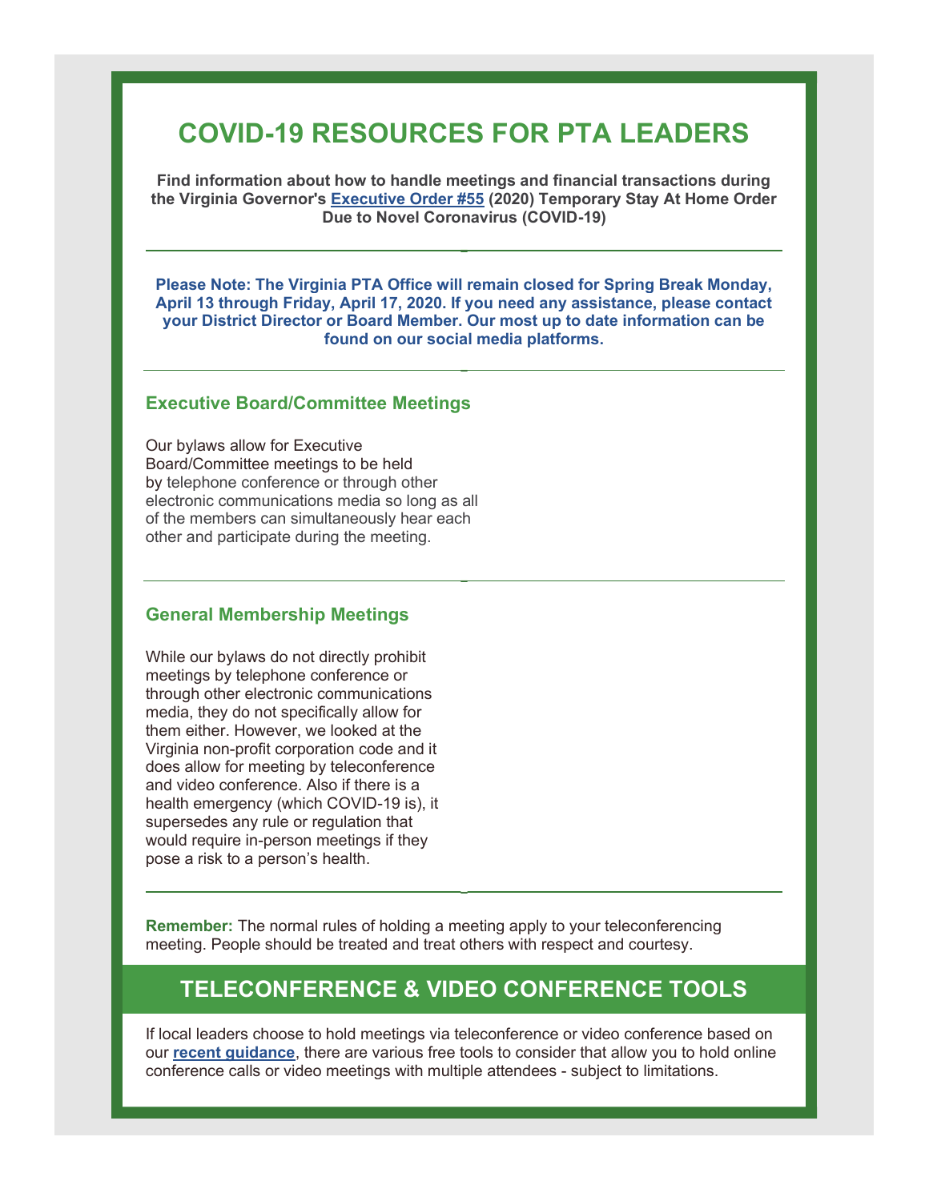# COVID-19 RESOURCES FOR PTA LEADERS

**Find information about how to handle meetings and financial transactions during the Virginia Governor's [Executive Order #55](#) (2020) Temporary Stay At Home Order Due to Novel Coronavirus (COVID-19)**

---

**Please Note: The Virginia PTA Office will remain closed for Spring Break Monday, April 13 through Friday, April 17, 2020. If you need any assistance, please contact your District Director or Board Member. Our most up to date information can be found on our social media platforms.**

---

### Executive Board/Committee Meetings

Our bylaws allow for Executive Board/Committee meetings to be held by telephone conference or through other electronic communications media so long as all of the members can simultaneously hear each other and participate during the meeting.

---

### General Membership Meetings

While our bylaws do not directly prohibit meetings by telephone conference or through other electronic communications media, they do not specifically allow for them either. However, we looked at the Virginia non-profit corporation code and it does allow for meeting by teleconference and video conference. Also if there is a health emergency (which COVID-19 is), it supersedes any rule or regulation that would require in-person meetings if they pose a risk to a person's health.

---

**Remember:** The normal rules of holding a meeting apply to your teleconferencing meeting. People should be treated and treat others with respect and courtesy.

## TELECONFERENCE & VIDEO CONFERENCE TOOLS

If local leaders choose to hold meetings via teleconference or video conference based on our **[recent guidance](#)**, there are various free tools to consider that allow you to hold online conference calls or video meetings with multiple attendees - subject to limitations.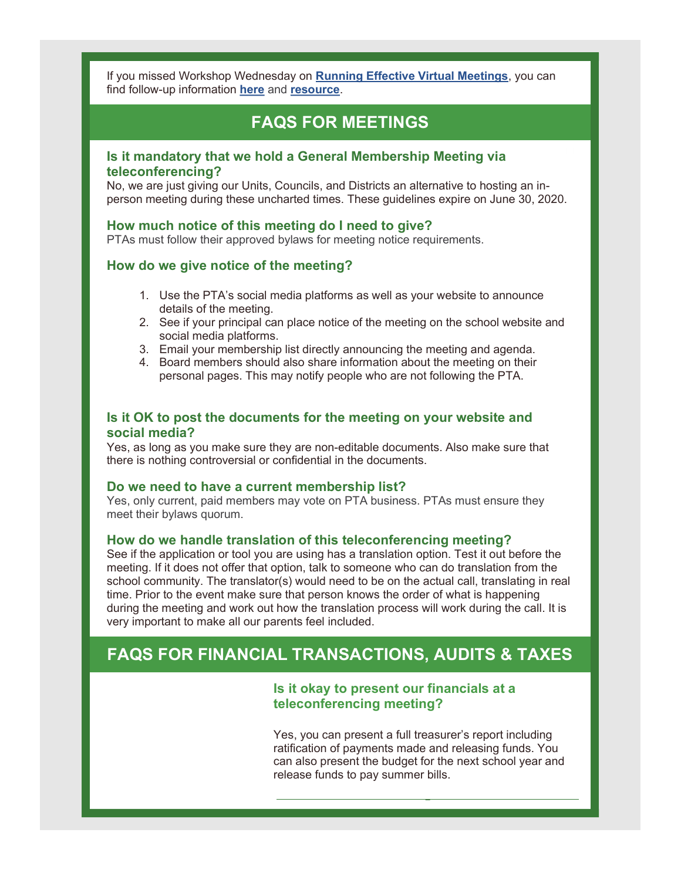If you missed Workshop Wednesday on **Running Effective Virtual Meetings**, you can find follow-up information **here** and **resource**.

## FAQS FOR MEETINGS

### Is it mandatory that we hold a General Membership Meeting via teleconferencing?

No, we are just giving our Units, Councils, and Districts an alternative to hosting an in-person meeting during these uncharted times. These guidelines expire on June 30, 2020.

### How much notice of this meeting do I need to give?

PTAs must follow their approved bylaws for meeting notice requirements.

### How do we give notice of the meeting?

1. Use the PTA's social media platforms as well as your website to announce details of the meeting.
2. See if your principal can place notice of the meeting on the school website and social media platforms.
3. Email your membership list directly announcing the meeting and agenda.
4. Board members should also share information about the meeting on their personal pages. This may notify people who are not following the PTA.

### Is it OK to post the documents for the meeting on your website and social media?

Yes, as long as you make sure they are non-editable documents. Also make sure that there is nothing controversial or confidential in the documents.

### Do we need to have a current membership list?

Yes, only current, paid members may vote on PTA business. PTAs must ensure they meet their bylaws quorum.

### How do we handle translation of this teleconferencing meeting?

See if the application or tool you are using has a translation option. Test it out before the meeting. If it does not offer that option, talk to someone who can do translation from the school community. The translator(s) would need to be on the actual call, translating in real time. Prior to the event make sure that person knows the order of what is happening during the meeting and work out how the translation process will work during the call. It is very important to make all our parents feel included.

## FAQS FOR FINANCIAL TRANSACTIONS, AUDITS & TAXES

### Is it okay to present our financials at a teleconferencing meeting?

Yes, you can present a full treasurer's report including ratification of payments made and releasing funds. You can also present the budget for the next school year and release funds to pay summer bills.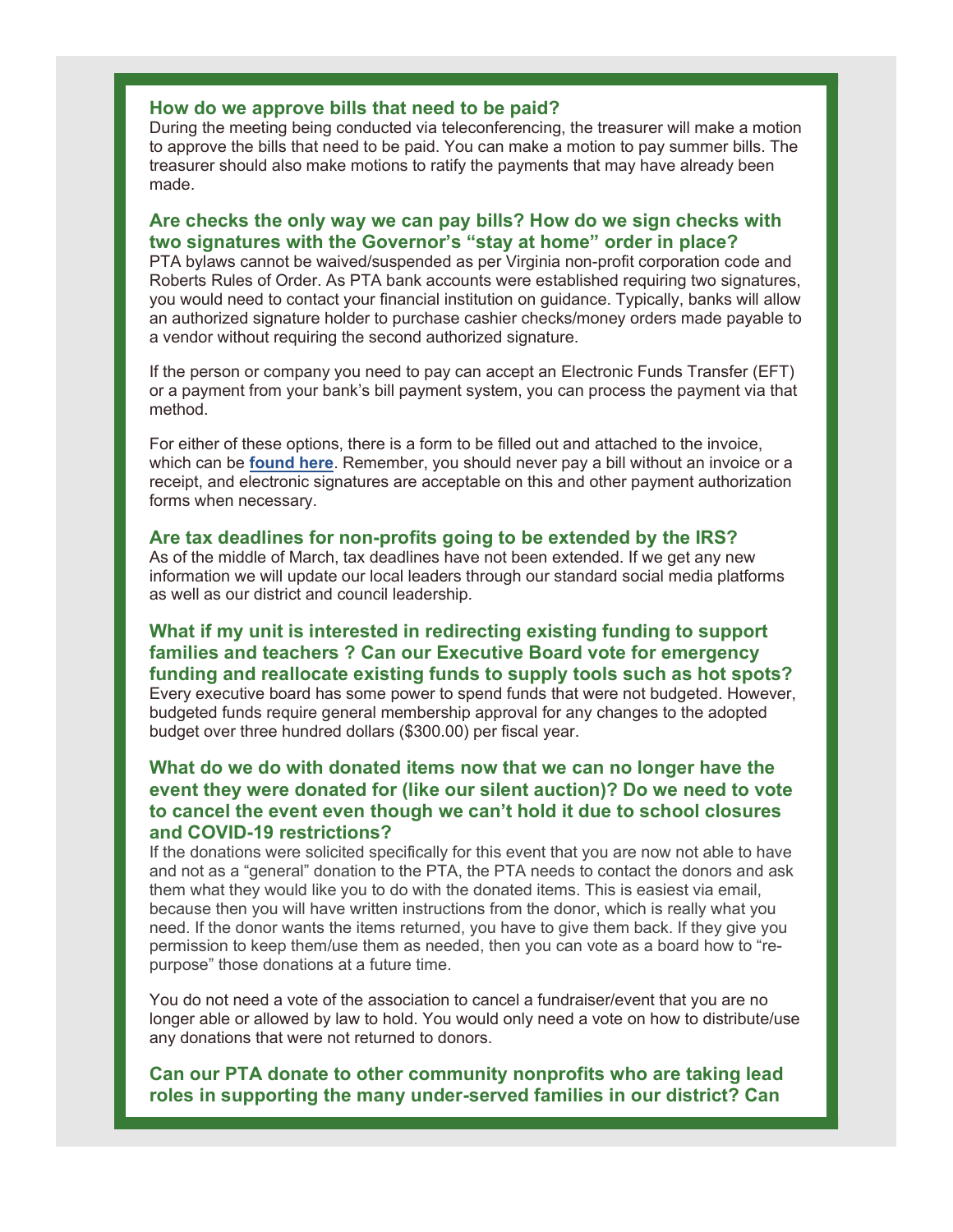### How do we approve bills that need to be paid?

During the meeting being conducted via teleconferencing, the treasurer will make a motion to approve the bills that need to be paid. You can make a motion to pay summer bills. The treasurer should also make motions to ratify the payments that may have already been made.

### Are checks the only way we can pay bills? How do we sign checks with two signatures with the Governor's "stay at home" order in place?

PTA bylaws cannot be waived/suspended as per Virginia non-profit corporation code and Roberts Rules of Order. As PTA bank accounts were established requiring two signatures, you would need to contact your financial institution on guidance. Typically, banks will allow an authorized signature holder to purchase cashier checks/money orders made payable to a vendor without requiring the second authorized signature.

If the person or company you need to pay can accept an Electronic Funds Transfer (EFT) or a payment from your bank's bill payment system, you can process the payment via that method.

For either of these options, there is a form to be filled out and attached to the invoice, which can be **found here**. Remember, you should never pay a bill without an invoice or a receipt, and electronic signatures are acceptable on this and other payment authorization forms when necessary.

### Are tax deadlines for non-profits going to be extended by the IRS?

As of the middle of March, tax deadlines have not been extended. If we get any new information we will update our local leaders through our standard social media platforms as well as our district and council leadership.

### What if my unit is interested in redirecting existing funding to support families and teachers ? Can our Executive Board vote for emergency funding and reallocate existing funds to supply tools such as hot spots?

Every executive board has some power to spend funds that were not budgeted. However, budgeted funds require general membership approval for any changes to the adopted budget over three hundred dollars ($300.00) per fiscal year.

### What do we do with donated items now that we can no longer have the event they were donated for (like our silent auction)? Do we need to vote to cancel the event even though we can't hold it due to school closures and COVID-19 restrictions?

If the donations were solicited specifically for this event that you are now not able to have and not as a "general" donation to the PTA, the PTA needs to contact the donors and ask them what they would like you to do with the donated items. This is easiest via email, because then you will have written instructions from the donor, which is really what you need. If the donor wants the items returned, you have to give them back. If they give you permission to keep them/use them as needed, then you can vote as a board how to "re-purpose" those donations at a future time.

You do not need a vote of the association to cancel a fundraiser/event that you are no longer able or allowed by law to hold. You would only need a vote on how to distribute/use any donations that were not returned to donors.

### Can our PTA donate to other community nonprofits who are taking lead roles in supporting the many under-served families in our district? Can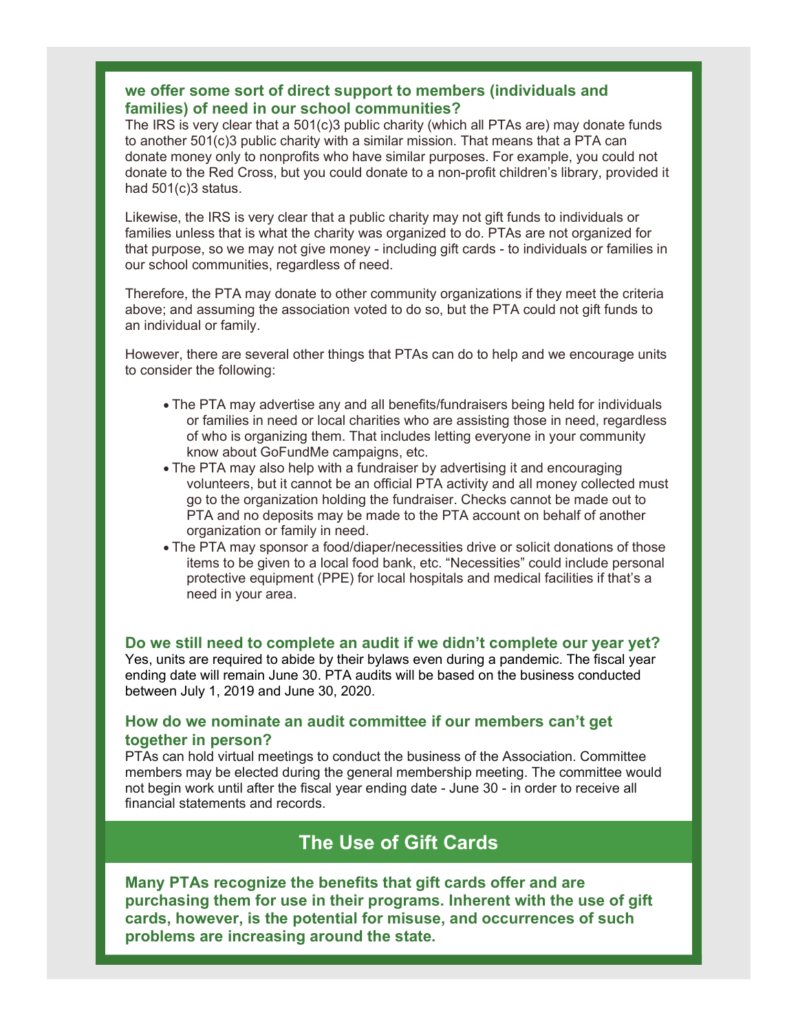### we offer some sort of direct support to members (individuals and families) of need in our school communities?

The IRS is very clear that a 501(c)3 public charity (which all PTAs are) may donate funds to another 501(c)3 public charity with a similar mission. That means that a PTA can donate money only to nonprofits who have similar purposes. For example, you could not donate to the Red Cross, but you could donate to a non-profit children's library, provided it had 501(c)3 status.

Likewise, the IRS is very clear that a public charity may not gift funds to individuals or families unless that is what the charity was organized to do. PTAs are not organized for that purpose, so we may not give money - including gift cards - to individuals or families in our school communities, regardless of need.

Therefore, the PTA may donate to other community organizations if they meet the criteria above; and assuming the association voted to do so, but the PTA could not gift funds to an individual or family.

However, there are several other things that PTAs can do to help and we encourage units to consider the following:

- The PTA may advertise any and all benefits/fundraisers being held for individuals or families in need or local charities who are assisting those in need, regardless of who is organizing them. That includes letting everyone in your community know about GoFundMe campaigns, etc.
- The PTA may also help with a fundraiser by advertising it and encouraging volunteers, but it cannot be an official PTA activity and all money collected must go to the organization holding the fundraiser. Checks cannot be made out to PTA and no deposits may be made to the PTA account on behalf of another organization or family in need.
- The PTA may sponsor a food/diaper/necessities drive or solicit donations of those items to be given to a local food bank, etc. "Necessities" could include personal protective equipment (PPE) for local hospitals and medical facilities if that's a need in your area.

### Do we still need to complete an audit if we didn't complete our year yet?

Yes, units are required to abide by their bylaws even during a pandemic. The fiscal year ending date will remain June 30. PTA audits will be based on the business conducted between July 1, 2019 and June 30, 2020.

### How do we nominate an audit committee if our members can't get together in person?

PTAs can hold virtual meetings to conduct the business of the Association. Committee members may be elected during the general membership meeting. The committee would not begin work until after the fiscal year ending date - June 30 - in order to receive all financial statements and records.

## The Use of Gift Cards

**Many PTAs recognize the benefits that gift cards offer and are purchasing them for use in their programs. Inherent with the use of gift cards, however, is the potential for misuse, and occurrences of such problems are increasing around the state.**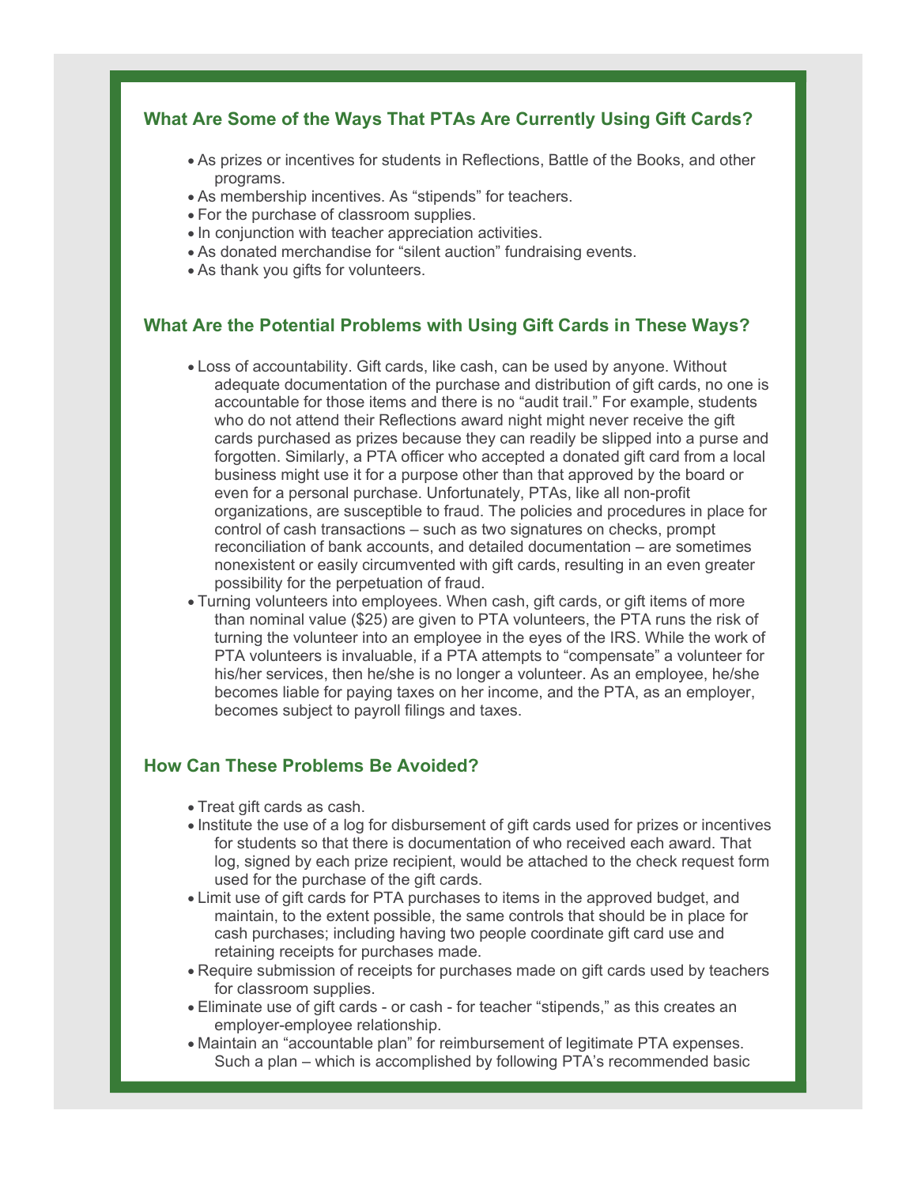## What Are Some of the Ways That PTAs Are Currently Using Gift Cards?

- As prizes or incentives for students in Reflections, Battle of the Books, and other programs.
- As membership incentives. As "stipends" for teachers.
- For the purchase of classroom supplies.
- In conjunction with teacher appreciation activities.
- As donated merchandise for "silent auction" fundraising events.
- As thank you gifts for volunteers.

## What Are the Potential Problems with Using Gift Cards in These Ways?

- Loss of accountability. Gift cards, like cash, can be used by anyone. Without adequate documentation of the purchase and distribution of gift cards, no one is accountable for those items and there is no "audit trail." For example, students who do not attend their Reflections award night might never receive the gift cards purchased as prizes because they can readily be slipped into a purse and forgotten. Similarly, a PTA officer who accepted a donated gift card from a local business might use it for a purpose other than that approved by the board or even for a personal purchase. Unfortunately, PTAs, like all non-profit organizations, are susceptible to fraud. The policies and procedures in place for control of cash transactions – such as two signatures on checks, prompt reconciliation of bank accounts, and detailed documentation – are sometimes nonexistent or easily circumvented with gift cards, resulting in an even greater possibility for the perpetuation of fraud.
- Turning volunteers into employees. When cash, gift cards, or gift items of more than nominal value ($25) are given to PTA volunteers, the PTA runs the risk of turning the volunteer into an employee in the eyes of the IRS. While the work of PTA volunteers is invaluable, if a PTA attempts to "compensate" a volunteer for his/her services, then he/she is no longer a volunteer. As an employee, he/she becomes liable for paying taxes on her income, and the PTA, as an employer, becomes subject to payroll filings and taxes.

## How Can These Problems Be Avoided?

- Treat gift cards as cash.
- Institute the use of a log for disbursement of gift cards used for prizes or incentives for students so that there is documentation of who received each award. That log, signed by each prize recipient, would be attached to the check request form used for the purchase of the gift cards.
- Limit use of gift cards for PTA purchases to items in the approved budget, and maintain, to the extent possible, the same controls that should be in place for cash purchases; including having two people coordinate gift card use and retaining receipts for purchases made.
- Require submission of receipts for purchases made on gift cards used by teachers for classroom supplies.
- Eliminate use of gift cards - or cash - for teacher "stipends," as this creates an employer-employee relationship.
- Maintain an "accountable plan" for reimbursement of legitimate PTA expenses. Such a plan – which is accomplished by following PTA's recommended basic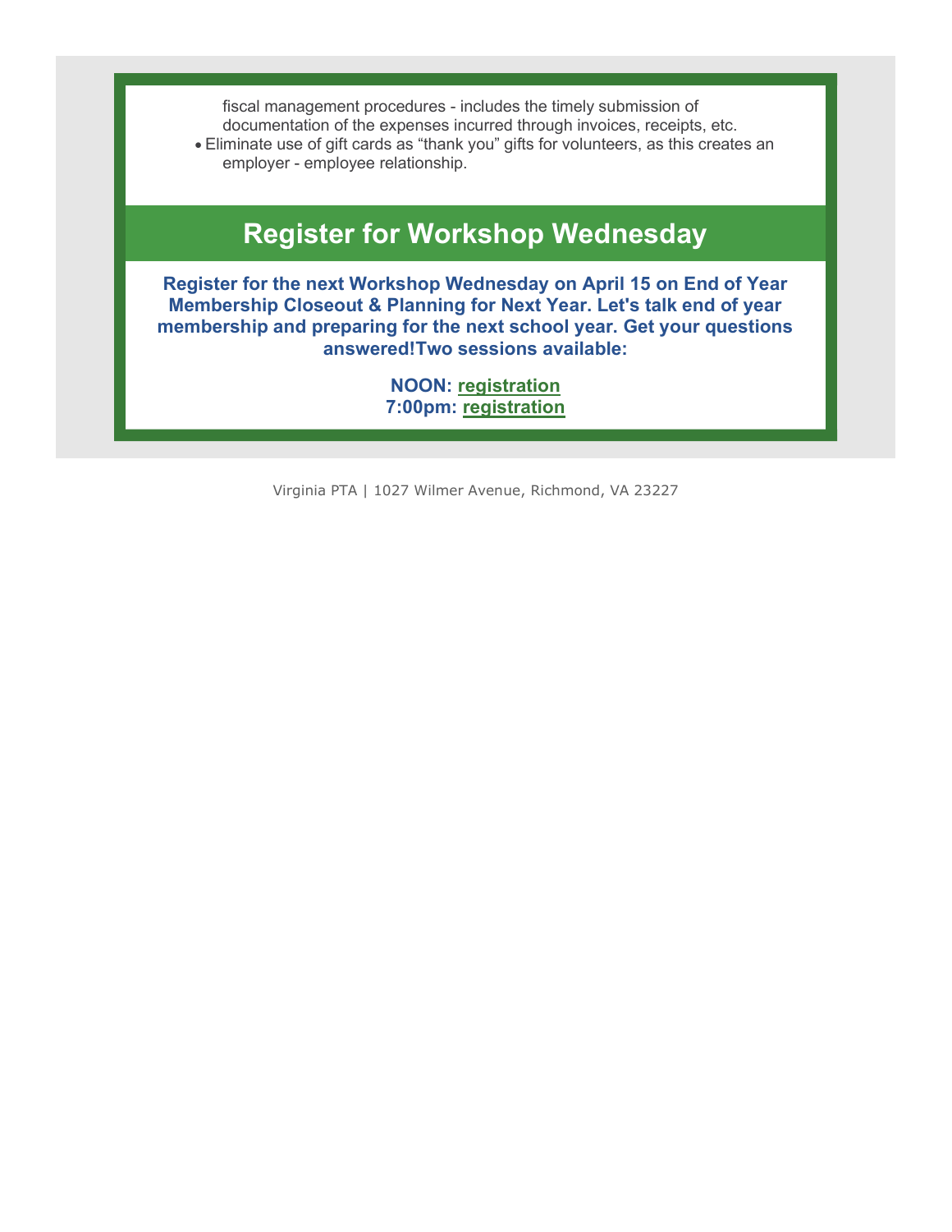fiscal management procedures - includes the timely submission of documentation of the expenses incurred through invoices, receipts, etc.

- Eliminate use of gift cards as “thank you” gifts for volunteers, as this creates an employer - employee relationship.

## Register for Workshop Wednesday

**Register for the next Workshop Wednesday on April 15 on End of Year Membership Closeout & Planning for Next Year. Let's talk end of year membership and preparing for the next school year. Get your questions answered!Two sessions available:**

**NOON: registration**
**7:00pm: registration**

Virginia PTA | 1027 Wilmer Avenue, Richmond, VA 23227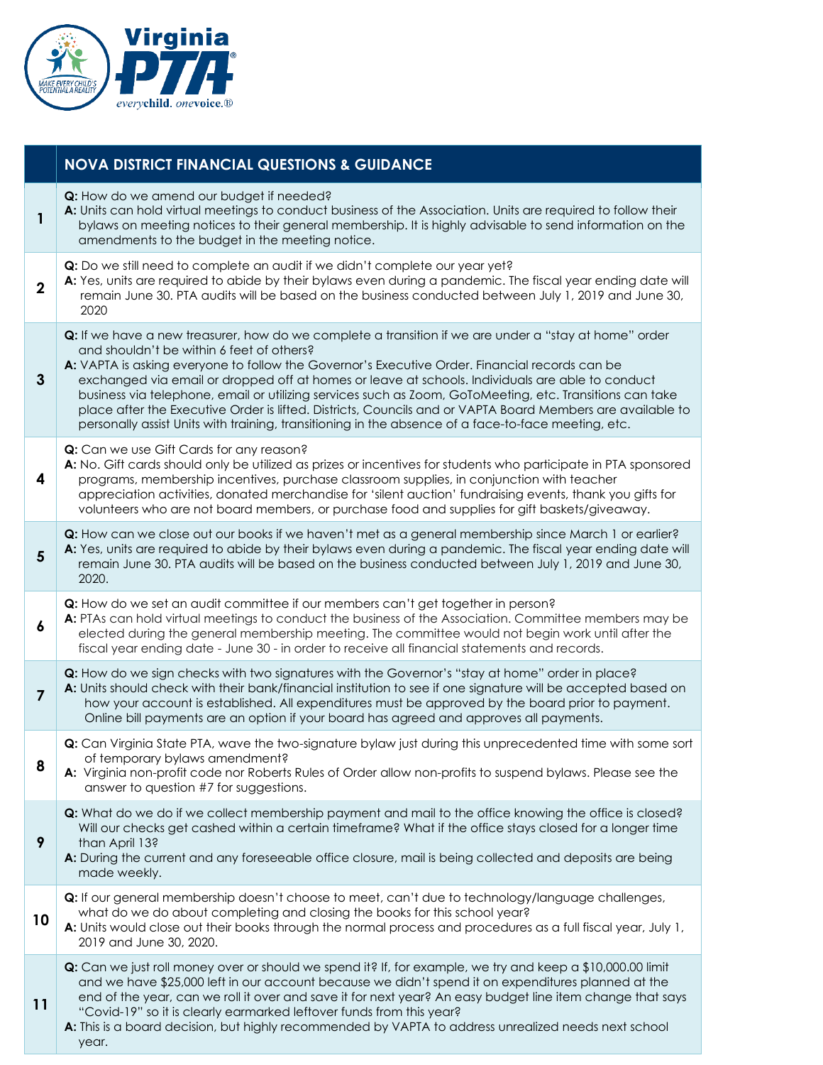| | NOVA DISTRICT FINANCIAL QUESTIONS & GUIDANCE |
|---|---|
| 1 | **Q:** How do we amend our budget if needed? **A:** Units can hold virtual meetings to conduct business of the Association. Units are required to follow their bylaws on meeting notices to their general membership. It is highly advisable to send information on the amendments to the budget in the meeting notice. |
| 2 | **Q:** Do we still need to complete an audit if we didn't complete our year yet? **A:** Yes, units are required to abide by their bylaws even during a pandemic. The fiscal year ending date will remain June 30. PTA audits will be based on the business conducted between July 1, 2019 and June 30, 2020 |
| 3 | **Q:** If we have a new treasurer, how do we complete a transition if we are under a "stay at home" order and shouldn't be within 6 feet of others? **A:** VAPTA is asking everyone to follow the Governor's Executive Order. Financial records can be exchanged via email or dropped off at homes or leave at schools. Individuals are able to conduct business via telephone, email or utilizing services such as Zoom, GoToMeeting, etc. Transitions can take place after the Executive Order is lifted. Districts, Councils and or VAPTA Board Members are available to personally assist Units with training, transitioning in the absence of a face-to-face meeting, etc. |
| 4 | **Q:** Can we use Gift Cards for any reason? **A:** No. Gift cards should only be utilized as prizes or incentives for students who participate in PTA sponsored programs, membership incentives, purchase classroom supplies, in conjunction with teacher appreciation activities, donated merchandise for 'silent auction' fundraising events, thank you gifts for volunteers who are not board members, or purchase food and supplies for gift baskets/giveaway. |
| 5 | **Q:** How can we close out our books if we haven't met as a general membership since March 1 or earlier? **A:** Yes, units are required to abide by their bylaws even during a pandemic. The fiscal year ending date will remain June 30. PTA audits will be based on the business conducted between July 1, 2019 and June 30, 2020. |
| 6 | **Q:** How do we set an audit committee if our members can't get together in person? **A:** PTAs can hold virtual meetings to conduct the business of the Association. Committee members may be elected during the general membership meeting. The committee would not begin work until after the fiscal year ending date - June 30 - in order to receive all financial statements and records. |
| 7 | **Q:** How do we sign checks with two signatures with the Governor's "stay at home" order in place? **A:** Units should check with their bank/financial institution to see if one signature will be accepted based on how your account is established. All expenditures must be approved by the board prior to payment. Online bill payments are an option if your board has agreed and approves all payments. |
| 8 | **Q:** Can Virginia State PTA, wave the two-signature bylaw just during this unprecedented time with some sort of temporary bylaws amendment? **A:** Virginia non-profit code nor Roberts Rules of Order allow non-profits to suspend bylaws. Please see the answer to question #7 for suggestions. |
| 9 | **Q:** What do we do if we collect membership payment and mail to the office knowing the office is closed? Will our checks get cashed within a certain timeframe? What if the office stays closed for a longer time than April 13? **A:** During the current and any foreseeable office closure, mail is being collected and deposits are being made weekly. |
| 10 | **Q:** If our general membership doesn't choose to meet, can't due to technology/language challenges, what do we do about completing and closing the books for this school year? **A:** Units would close out their books through the normal process and procedures as a full fiscal year, July 1, 2019 and June 30, 2020. |
| 11 | **Q:** Can we just roll money over or should we spend it? If, for example, we try and keep a $10,000.00 limit and we have $25,000 left in our account because we didn't spend it on expenditures planned at the end of the year, can we roll it over and save it for next year? An easy budget line item change that says "Covid-19" so it is clearly earmarked leftover funds from this year? **A:** This is a board decision, but highly recommended by VAPTA to address unrealized needs next school year. |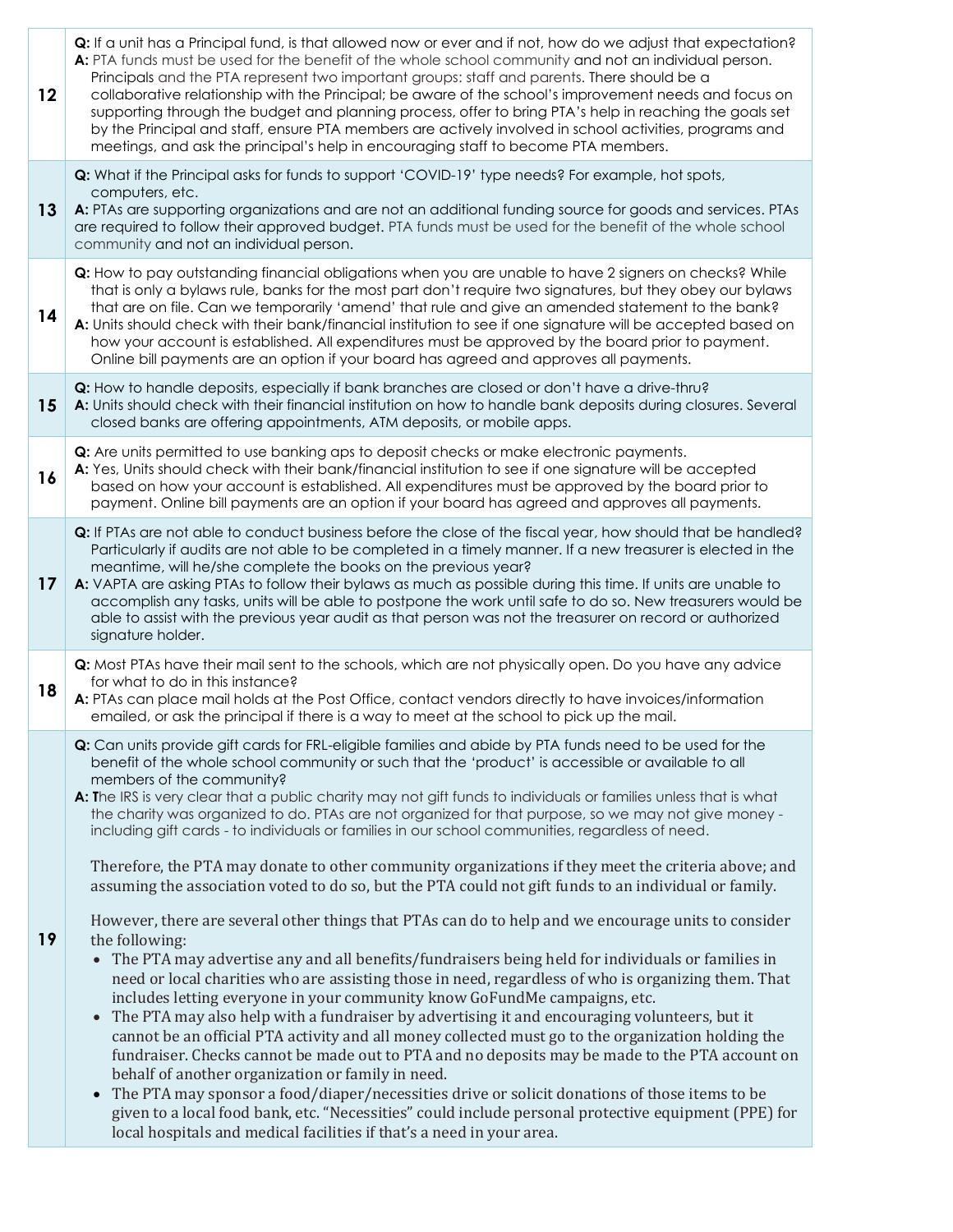| | |
|---|---|
| 12 | **Q:** If a unit has a Principal fund, is that allowed now or ever and if not, how do we adjust that expectation?<br>**A:** PTA funds must be used for the benefit of the whole school community and not an individual person. Principals and the PTA represent two important groups: staff and parents. There should be a collaborative relationship with the Principal; be aware of the school's improvement needs and focus on supporting through the budget and planning process, offer to bring PTA's help in reaching the goals set by the Principal and staff, ensure PTA members are actively involved in school activities, programs and meetings, and ask the principal's help in encouraging staff to become PTA members. |
| 13 | **Q:** What if the Principal asks for funds to support 'COVID-19' type needs? For example, hot spots, computers, etc.<br>**A:** PTAs are supporting organizations and are not an additional funding source for goods and services. PTAs are required to follow their approved budget. PTA funds must be used for the benefit of the whole school community and not an individual person. |
| 14 | **Q:** How to pay outstanding financial obligations when you are unable to have 2 signers on checks? While that is only a bylaws rule, banks for the most part don't require two signatures, but they obey our bylaws that are on file. Can we temporarily 'amend' that rule and give an amended statement to the bank?<br>**A:** Units should check with their bank/financial institution to see if one signature will be accepted based on how your account is established. All expenditures must be approved by the board prior to payment. Online bill payments are an option if your board has agreed and approves all payments. |
| 15 | **Q:** How to handle deposits, especially if bank branches are closed or don't have a drive-thru?<br>**A:** Units should check with their financial institution on how to handle bank deposits during closures. Several closed banks are offering appointments, ATM deposits, or mobile apps. |
| 16 | **Q:** Are units permitted to use banking aps to deposit checks or make electronic payments.<br>**A:** Yes, Units should check with their bank/financial institution to see if one signature will be accepted based on how your account is established. All expenditures must be approved by the board prior to payment. Online bill payments are an option if your board has agreed and approves all payments. |
| 17 | **Q:** If PTAs are not able to conduct business before the close of the fiscal year, how should that be handled? Particularly if audits are not able to be completed in a timely manner. If a new treasurer is elected in the meantime, will he/she complete the books on the previous year?<br>**A:** VAPTA are asking PTAs to follow their bylaws as much as possible during this time. If units are unable to accomplish any tasks, units will be able to postpone the work until safe to do so. New treasurers would be able to assist with the previous year audit as that person was not the treasurer on record or authorized signature holder. |
| 18 | **Q:** Most PTAs have their mail sent to the schools, which are not physically open. Do you have any advice for what to do in this instance?<br>**A:** PTAs can place mail holds at the Post Office, contact vendors directly to have invoices/information emailed, or ask the principal if there is a way to meet at the school to pick up the mail. |
| 19 | **Q:** Can units provide gift cards for FRL-eligible families and abide by PTA funds need to be used for the benefit of the whole school community or such that the 'product' is accessible or available to all members of the community?<br>**A:** The IRS is very clear that a public charity may not gift funds to individuals or families unless that is what the charity was organized to do. PTAs are not organized for that purpose, so we may not give money - including gift cards - to individuals or families in our school communities, regardless of need.<br><br>Therefore, the PTA may donate to other community organizations if they meet the criteria above; and assuming the association voted to do so, but the PTA could not gift funds to an individual or family.<br><br>However, there are several other things that PTAs can do to help and we encourage units to consider the following:<br>• The PTA may advertise any and all benefits/fundraisers being held for individuals or families in need or local charities who are assisting those in need, regardless of who is organizing them. That includes letting everyone in your community know GoFundMe campaigns, etc.<br>• The PTA may also help with a fundraiser by advertising it and encouraging volunteers, but it cannot be an official PTA activity and all money collected must go to the organization holding the fundraiser. Checks cannot be made out to PTA and no deposits may be made to the PTA account on behalf of another organization or family in need.<br>• The PTA may sponsor a food/diaper/necessities drive or solicit donations of those items to be given to a local food bank, etc. "Necessities" could include personal protective equipment (PPE) for local hospitals and medical facilities if that's a need in your area. |